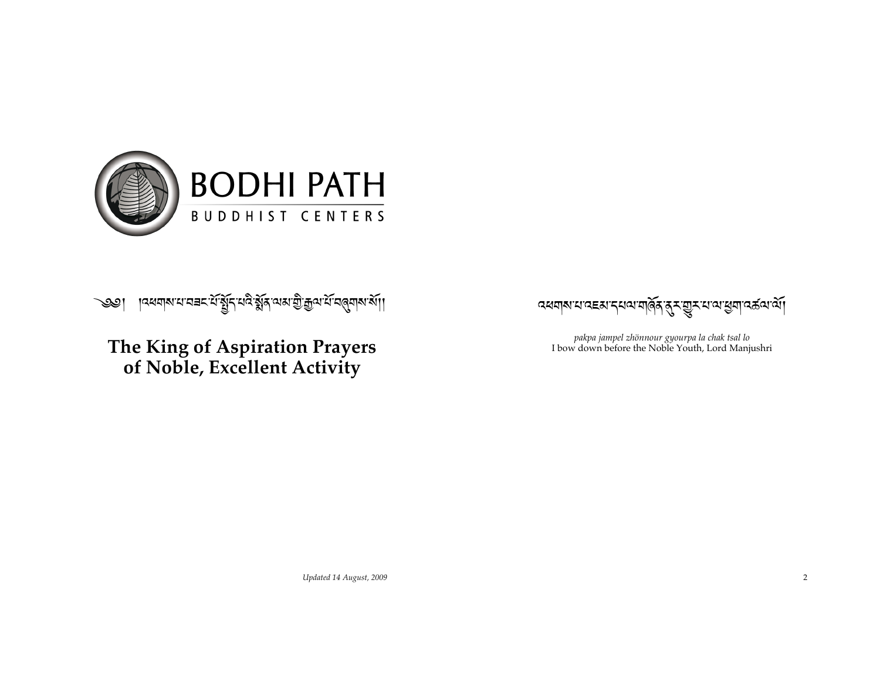BODHI PATH

BUDDHIST CENTERS

༄༅། །འཕགས་པ་བཟང་པོ་སྤྱོད་པའི་སྨོན་ལམ་གྱི་རྒྱལ་པོ་བཞུགས་སོ།།

# The King of Aspiration Prayers of Noble, Excellent Activity

*Updated 14 August, 2009*

འཕགས་པ་འཇམ་དཔལ་གཞོན་ནུར་གྱུར་པ་ལ་ཕྱག་འཚལ་ལོ།

*pakpa jampel zhönnour gyourpa la chak tsal lo*
I bow down before the Noble Youth, Lord Manjushri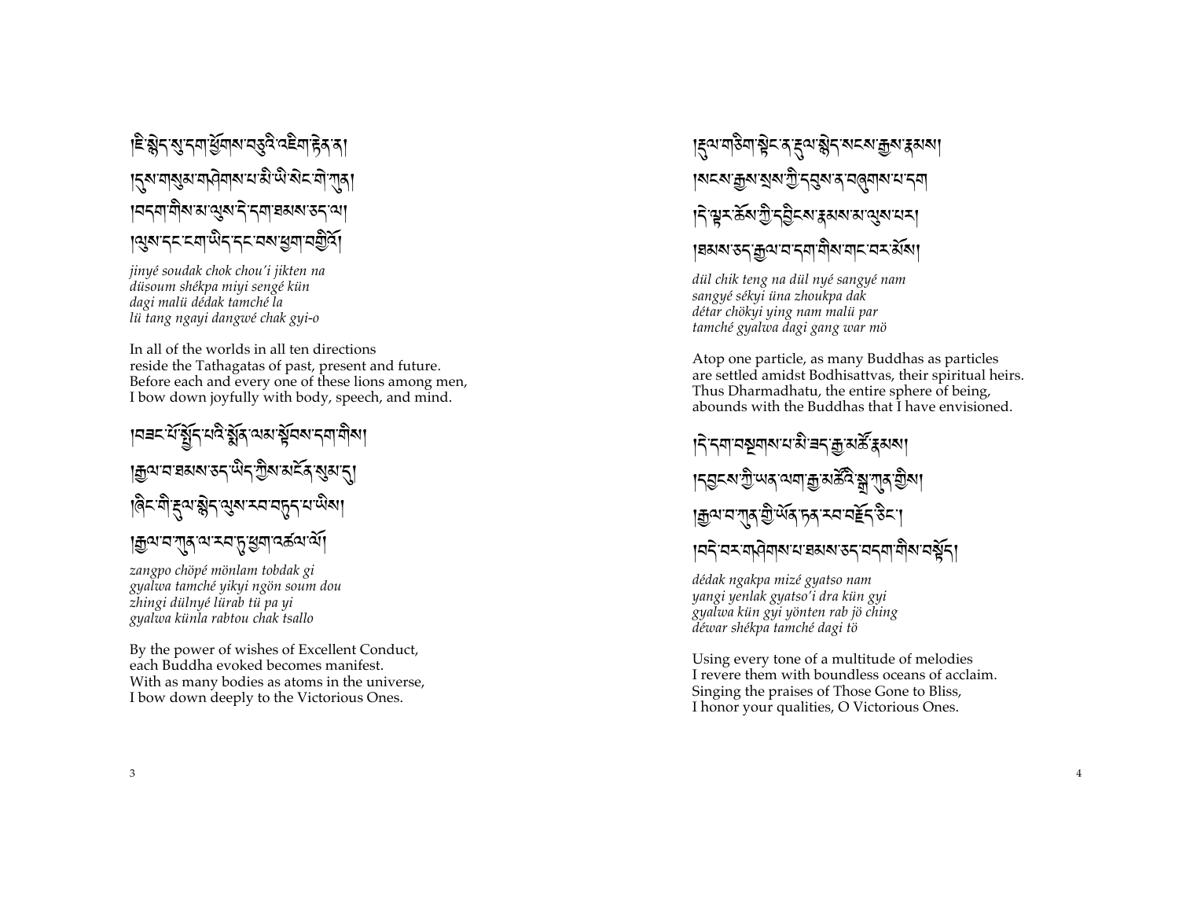།ཇི་སྙེད་སུ་དག་ཕྱོགས་བཅུའི་འཇིག་རྟེན་ན། །དུས་གསུམ་གཤེགས་པ་མི་ཡི་སེང་གེ་ཀུན། །བདག་གིས་མ་ལུས་དེ་དག་ཐམས་ཅད་ལ། །ལུས་དང་ངག་ཡིད་དང་བས་ཕྱག་བགྱིའོ།

*jinyé soudak chok chou'i jikten na*
*düsoum shékpa miyi sengé kün*
*dagi malü dédak tamché la*
*lü tang ngayi dangwé chak gyi-o*

In all of the worlds in all ten directions
reside the Tathagatas of past, present and future.
Before each and every one of these lions among men,
I bow down joyfully with body, speech, and mind.

།བཟང་པོ་སྤྱོད་པའི་སྨོན་ལམ་སྟོབས་དག་གིས། །རྒྱལ་བ་ཐམས་ཅད་ཡིད་ཀྱིས་མངོན་སུམ་དུ། །ཞིང་གི་རྡུལ་སྙེད་ལུས་རབ་བཏུད་པ་ཡིས། །རྒྱལ་བ་ཀུན་ལ་རབ་ཏུ་ཕྱག་འཚལ་ལོ།

*zangpo chöpé mönlam tobdak gi*
*gyalwa tamché yikyi ngön soum dou*
*zhingi dülnyé lürab tü pa yi*
*gyalwa künla rabtou chak tsallo*

By the power of wishes of Excellent Conduct,
each Buddha evoked becomes manifest.
With as many bodies as atoms in the universe,
I bow down deeply to the Victorious Ones.

།རྡུལ་གཅིག་སྟེང་ན་རྡུལ་སྙེད་སངས་རྒྱས་རྣམས། །སངས་རྒྱས་སྲས་ཀྱི་དབུས་ན་བཞུགས་པ་དག །དེ་ལྟར་ཆོས་ཀྱི་དབྱིངས་རྣམས་མ་ལུས་པར། །ཐམས་ཅད་རྒྱལ་བ་དག་གིས་གང་བར་མོས།

*dül chik teng na dül nyé sangyé nam*
*sangyé sékyi üna zhoukpa dak*
*détar chökyi ying nam malü par*
*tamché gyalwa dagi gang war mö*

Atop one particle, as many Buddhas as particles
are settled amidst Bodhisattvas, their spiritual heirs.
Thus Dharmadhatu, the entire sphere of being,
abounds with the Buddhas that I have envisioned.

།དེ་དག་བསྔགས་པ་མི་ཟད་རྒྱ་མཚོ་རྣམས། །དབྱངས་ཀྱི་ཡན་ལག་རྒྱ་མཚོའི་སྒྲ་ཀུན་གྱིས། །རྒྱལ་བ་ཀུན་གྱི་ཡོན་ཏན་རབ་བརྗོད་ཅིང་། །བདེ་བར་གཤེགས་པ་ཐམས་ཅད་བདག་གིས་བསྟོད།

*dédak ngakpa mizé gyatso nam*
*yangi yenlak gyatso'i dra kün gyi*
*gyalwa kün gyi yönten rab jö ching*
*déwar shékpa tamché dagi tö*

Using every tone of a multitude of melodies
I revere them with boundless oceans of acclaim.
Singing the praises of Those Gone to Bliss,
I honor your qualities, O Victorious Ones.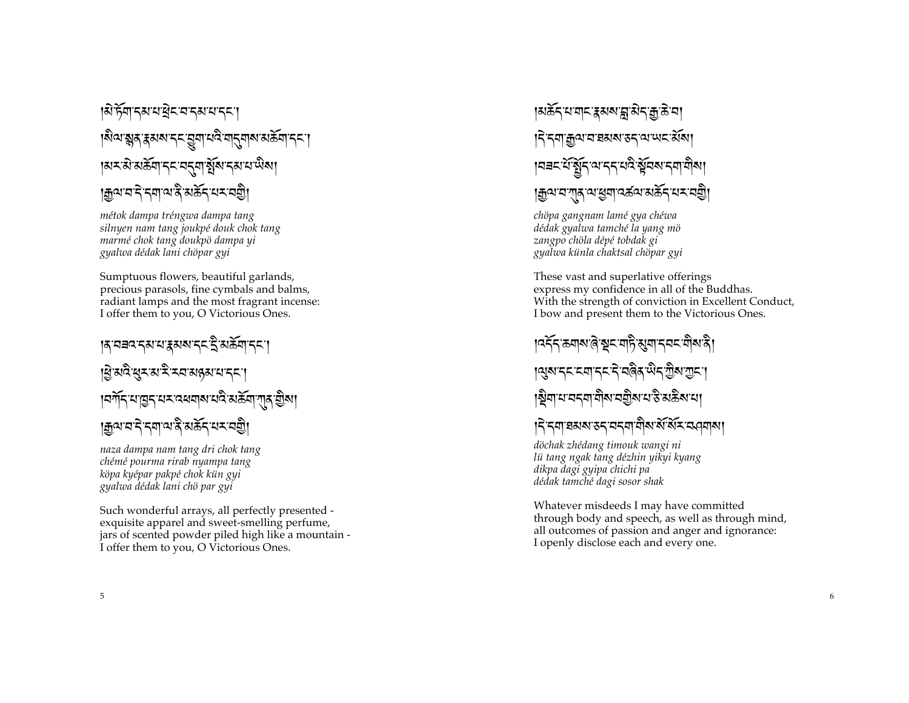།མེ་ཏོག་དམ་པ་ཕྲེང་བ་དམ་པ་དང་།
།སིལ་སྙན་རྣམས་དང་བྱུག་པའི་གདུགས་མཆོག་དང་།
།མར་མེ་མཆོག་དང་བདུག་སྤོས་དམ་པ་ཡིས།
།རྒྱལ་བ་དེ་དག་ལ་ནི་མཆོད་པར་བགྱི།

*métok dampa tréngwa dampa tang*
*silnyen nam tang joukpé douk chok tang*
*marmé chok tang doukpö dampa yi*
*gyalwa dédak lani chöpar gyi*

Sumptuous flowers, beautiful garlands,
precious parasols, fine cymbals and balms,
radiant lamps and the most fragrant incense:
I offer them to you, O Victorious Ones.

།ན་བཟའ་དམ་པ་རྣམས་དང་དྲི་མཆོག་དང་།
།ཕྱེ་མའི་ཕུར་མ་རི་རབ་མཉམ་པ་དང་།
།བཀོད་པ་ཁྱད་པར་འཕགས་པའི་མཆོག་ཀུན་གྱིས།
།རྒྱལ་བ་དེ་དག་ལ་ནི་མཆོད་པར་བགྱི།

*naza dampa nam tang dri chok tang*
*chémé pourma rirab nyampa tang*
*köpa kyépar pakpé chok kün gyi*
*gyalwa dédak lani chö par gyi*

Such wonderful arrays, all perfectly presented -
exquisite apparel and sweet-smelling perfume,
jars of scented powder piled high like a mountain -
I offer them to you, O Victorious Ones.

།མཆོད་པ་གང་རྣམས་བླ་མེད་རྒྱ་ཆེ་བ།
།དེ་དག་རྒྱལ་བ་ཐམས་ཅད་ལ་ཡང་མོས།
།བཟང་པོ་སྤྱོད་ལ་དད་པའི་སྟོབས་དག་གིས།
།རྒྱལ་བ་ཀུན་ལ་ཕྱག་འཚལ་མཆོད་པར་བགྱི།

*chöpa gangnam lamé gya chéwa*
*dédak gyalwa tamché la yang mö*
*zangpo chöla dépé tobdak gi*
*gyalwa künla chaktsal chöpar gyi*

These vast and superlative offerings
express my confidence in all of the Buddhas.
With the strength of conviction in Excellent Conduct,
I bow and present them to the Victorious Ones.

།འདོད་ཆགས་ཞེ་སྡང་གཏི་མུག་དབང་གིས་ནི།
།ལུས་དང་ངག་དང་དེ་བཞིན་ཡིད་ཀྱིས་ཀྱང་།
།སྡིག་པ་བདག་གིས་བགྱིས་པ་ཅི་མཆིས་པ།
།དེ་དག་ཐམས་ཅད་བདག་གིས་སོ་སོར་བཤགས།

*döchak zhédang timouk wangi ni*
*lü tang ngak tang dézhin yikyi kyang*
*dikpa dagi gyipa chichi pa*
*dédak tamché dagi sosor shak*

Whatever misdeeds I may have committed
through body and speech, as well as through mind,
all outcomes of passion and anger and ignorance:
I openly disclose each and every one.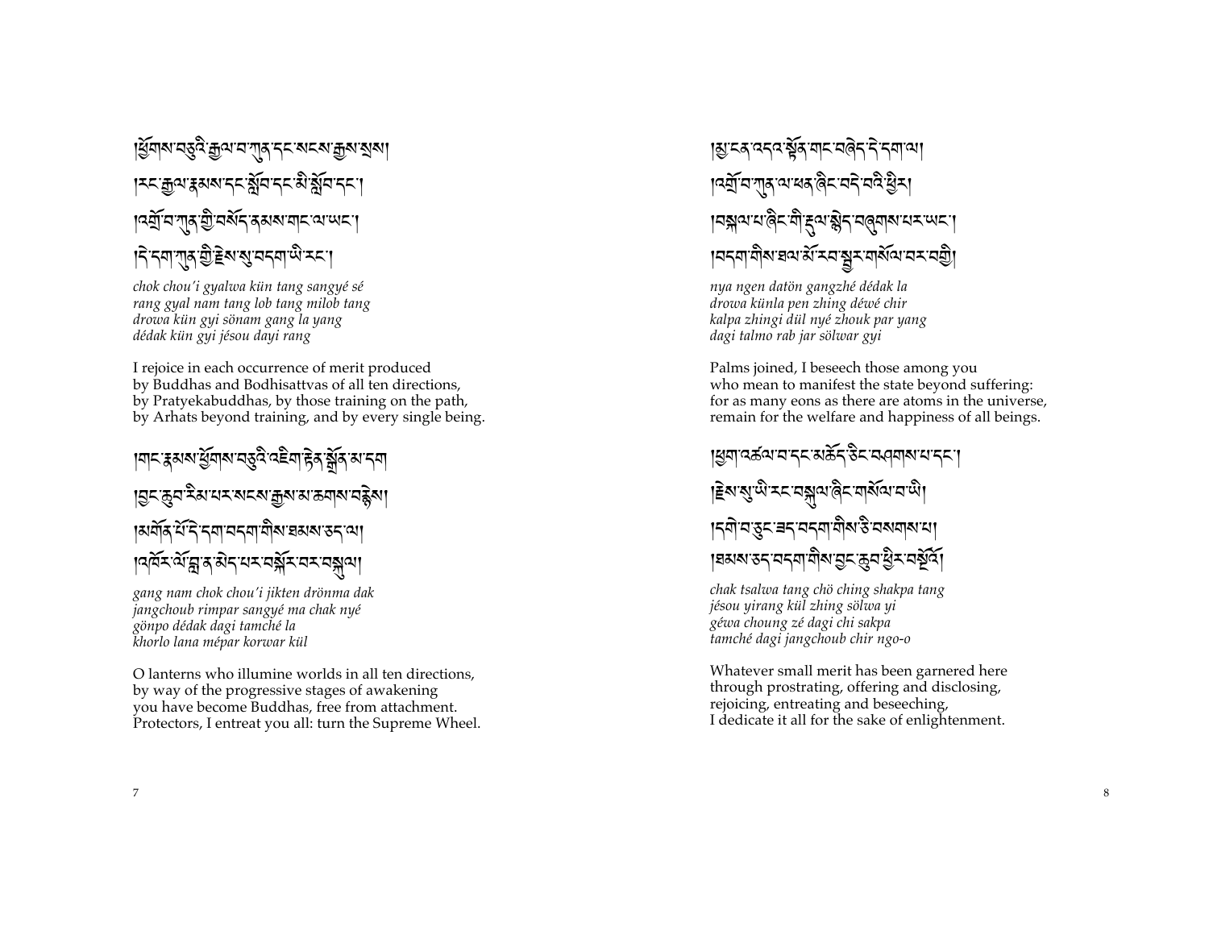།ཕྱོགས་བཅུའི་རྒྱལ་བ་ཀུན་དང་སངས་རྒྱས་སྲས། །རང་རྒྱལ་རྣམས་དང་སློབ་དང་མི་སློབ་དང་། །འགྲོ་བ་ཀུན་གྱི་བསོད་ནམས་གང་ལ་ཡང་། །དེ་དག་ཀུན་གྱི་རྗེས་སུ་བདག་ཡི་རང་།

*chok chou'i gyalwa kün tang sangyé sé*
*rang gyal nam tang lob tang milob tang*
*drowa kün gyi sönam gang la yang*
*dédak kün gyi jésou dayi rang*

I rejoice in each occurrence of merit produced
by Buddhas and Bodhisattvas of all ten directions,
by Pratyekabuddhas, by those training on the path,
by Arhats beyond training, and by every single being.

།གང་རྣམས་ཕྱོགས་བཅུའི་འཇིག་རྟེན་སྒྲོན་མ་དག །བྱང་ཆུབ་རིམ་པར་སངས་རྒྱས་མ་ཆགས་བརྙེས། །མགོན་པོ་དེ་དག་བདག་གིས་ཐམས་ཅད་ལ། །འཁོར་ལོ་བླ་ན་མེད་པར་བསྐོར་བར་བསྐུལ།

*gang nam chok chou'i jikten drönma dak*
*jangchoub rimpar sangyé ma chak nyé*
*gönpo dédak dagi tamché la*
*khorlo lana mépar korwar kül*

O lanterns who illumine worlds in all ten directions,
by way of the progressive stages of awakening
you have become Buddhas, free from attachment.
Protectors, I entreat you all: turn the Supreme Wheel.

།མྱ་ངན་འདའ་སྟོན་གང་བཞེད་དེ་དག་ལ། །འགྲོ་བ་ཀུན་ལ་ཕན་ཞིང་བདེ་བའི་ཕྱིར། །བསྐལ་པ་ཞིང་གི་རྡུལ་སྙེད་བཞུགས་པར་ཡང་། །བདག་གིས་ཐལ་མོ་རབ་སྦྱར་གསོལ་བར་བགྱི།

*nya ngen datön gangzhé dédak la*
*drowa künla pen zhing déwé chir*
*kalpa zhingi dül nyé zhouk par yang*
*dagi talmo rab jar sölwar gyi*

Palms joined, I beseech those among you
who mean to manifest the state beyond suffering:
for as many eons as there are atoms in the universe,
remain for the welfare and happiness of all beings.

།ཕྱག་འཚལ་བ་དང་མཆོད་ཅིང་བཤགས་པ་དང་། །རྗེས་སུ་ཡི་རང་བསྐུལ་ཞིང་གསོལ་བ་ཡི། །དགེ་བ་ཅུང་ཟད་བདག་གིས་ཅི་བསགས་པ། །ཐམས་ཅད་བདག་གིས་བྱང་ཆུབ་ཕྱིར་བསྔོའོ།

*chak tsalwa tang chö ching shakpa tang*
*jésou yirang kül zhing sölwa yi*
*géwa choung zé dagi chi sakpa*
*tamché dagi jangchoub chir ngo-o*

Whatever small merit has been garnered here
through prostrating, offering and disclosing,
rejoicing, entreating and beseeching,
I dedicate it all for the sake of enlightenment.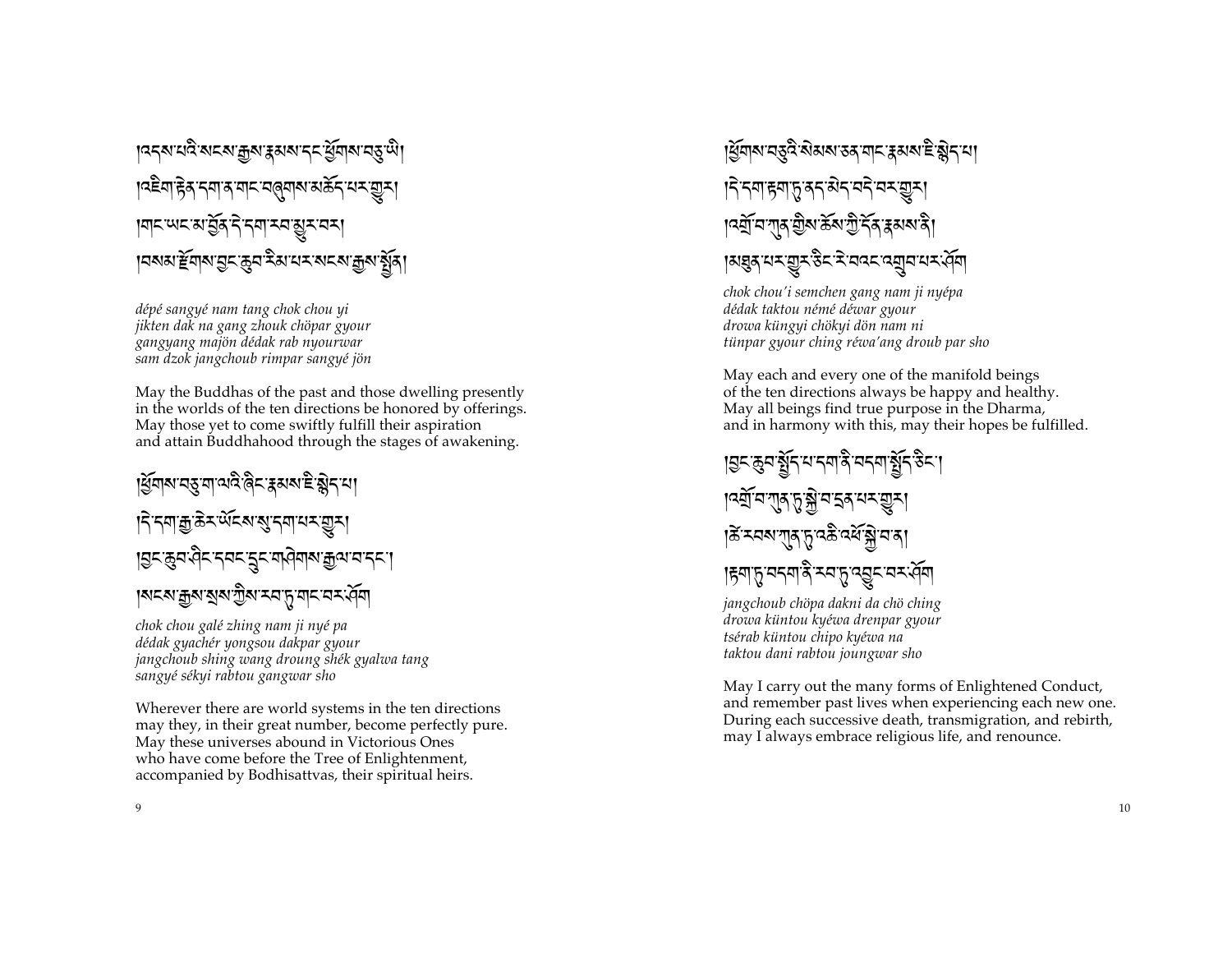།འདས་པའི་སངས་རྒྱས་རྣམས་དང་ཕྱོགས་བཅུ་ཡི།
།འཇིག་རྟེན་དག་ན་གང་བཞུགས་མཆོད་པར་གྱུར།
།གང་ཡང་མ་བྱོན་དེ་དག་རབ་མྱུར་བར།
།བསམ་རྫོགས་བྱང་ཆུབ་རིམ་པར་སངས་རྒྱས་སྤྱོན།

*dépé sangyé nam tang chok chou yi*
*jikten dak na gang zhouk chöpar gyour*
*gangyang majön dédak rab nyourwar*
*sam dzok jangchoub rimpar sangyé jön*

May the Buddhas of the past and those dwelling presently
in the worlds of the ten directions be honored by offerings.
May those yet to come swiftly fulfill their aspiration
and attain Buddhahood through the stages of awakening.

།ཕྱོགས་བཅུ་ག་ལའི་ཞིང་རྣམས་ཇི་སྙེད་པ།
།དེ་དག་རྒྱ་ཆེར་ཡོངས་སུ་དག་པར་གྱུར།
།བྱང་ཆུབ་ཤིང་དབང་དྲུང་གཤེགས་རྒྱལ་བ་དང་།
།སངས་རྒྱས་སྲས་ཀྱིས་རབ་ཏུ་གང་བར་ཤོག

*chok chou galé zhing nam ji nyé pa*
*dédak gyachér yongsou dakpar gyour*
*jangchoub shing wang droung shék gyalwa tang*
*sangyé sékyi rabtou gangwar sho*

Wherever there are world systems in the ten directions
may they, in their great number, become perfectly pure.
May these universes abound in Victorious Ones
who have come before the Tree of Enlightenment,
accompanied by Bodhisattvas, their spiritual heirs.

།ཕྱོགས་བཅུའི་སེམས་ཅན་གང་རྣམས་ཇི་སྙེད་པ།
།དེ་དག་རྟག་ཏུ་ནད་མེད་བདེ་བར་གྱུར།
།འགྲོ་བ་ཀུན་གྱིས་ཆོས་ཀྱི་དོན་རྣམས་ནི།
།མཐུན་པར་གྱུར་ཅིང་རེ་བའང་འགྲུབ་པར་ཤོག

*chok chou'i semchen gang nam ji nyépa*
*dédak taktou némé déwar gyour*
*drowa küngyi chökyi dön nam ni*
*tünpar gyour ching réwa'ang droub par sho*

May each and every one of the manifold beings
of the ten directions always be happy and healthy.
May all beings find true purpose in the Dharma,
and in harmony with this, may their hopes be fulfilled.

།བྱང་ཆུབ་སྤྱོད་པ་དག་ནི་བདག་སྤྱོད་ཅིང་།
།འགྲོ་བ་ཀུན་ཏུ་སྐྱེ་བ་དྲན་པར་གྱུར།
།ཚེ་རབས་ཀུན་ཏུ་འཆི་འཕོ་སྐྱེ་བ་ན།
།རྟག་ཏུ་བདག་ནི་རབ་ཏུ་འབྱུང་བར་ཤོག

*jangchoub chöpa dakni da chö ching*
*drowa küntou kyéwa drenpar gyour*
*tsérab küntou chipo kyéwa na*
*taktou dani rabtou joungwar sho*

May I carry out the many forms of Enlightened Conduct,
and remember past lives when experiencing each new one.
During each successive death, transmigration, and rebirth,
may I always embrace religious life, and renounce.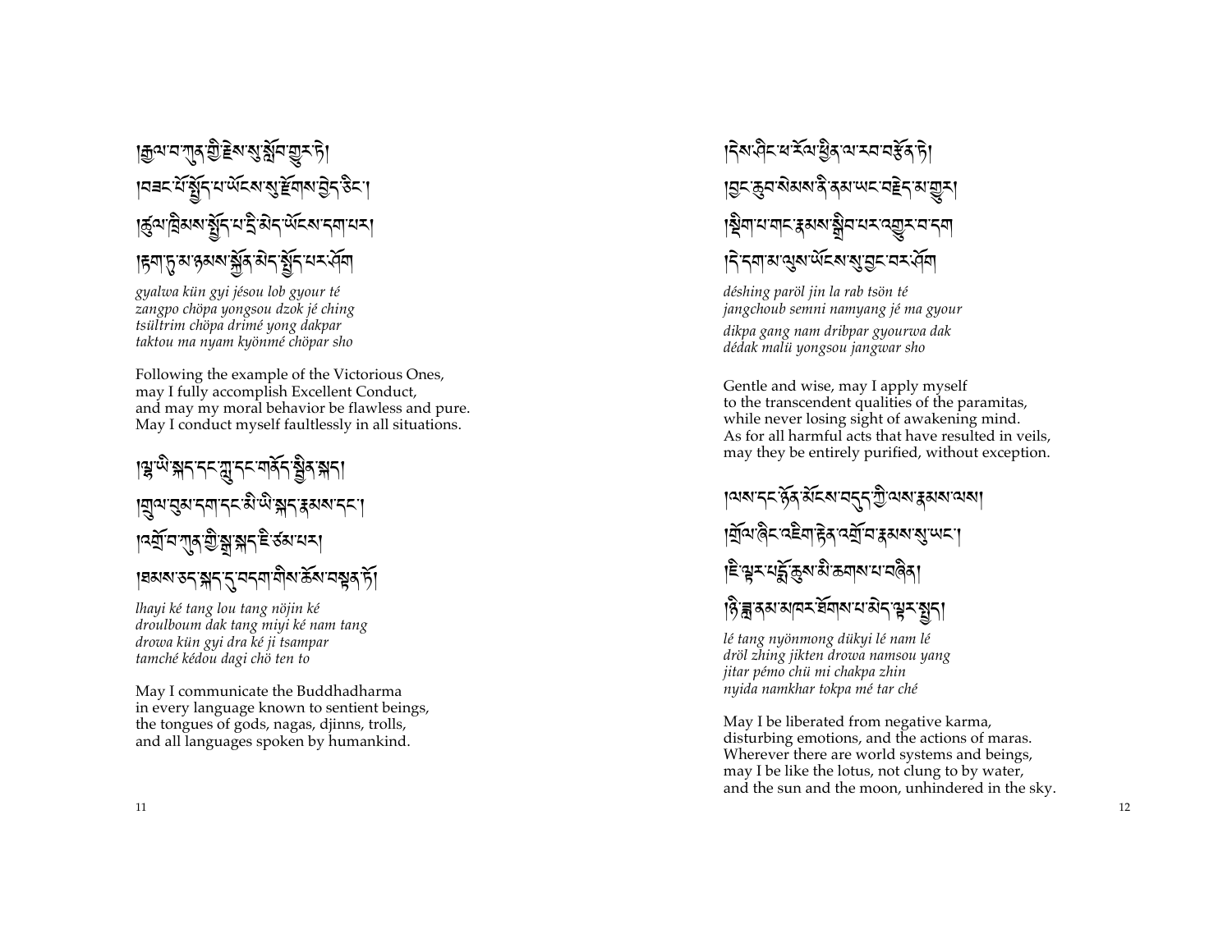།རྒྱལ་བ་ཀུན་གྱི་རྗེས་སུ་སློབ་གྱུར་ཏེ།
།བཟང་པོ་སྤྱོད་པ་ཡོངས་སུ་རྫོགས་བྱེད་ཅིང་།
།ཚུལ་ཁྲིམས་སྤྱོད་པ་དྲི་མེད་ཡོངས་དག་པར།
།རྟག་ཏུ་མ་ཉམས་སྐྱོན་མེད་སྤྱོད་པར་ཤོག

*gyalwa kün gyi jésou lob gyour té*
*zangpo chöpa yongsou dzok jé ching*
*tsültrim chöpa drimé yong dakpar*
*taktou ma nyam kyönmé chöpar sho*

Following the example of the Victorious Ones,
may I fully accomplish Excellent Conduct,
and may my moral behavior be flawless and pure.
May I conduct myself faultlessly in all situations.

།ལྷ་ཡི་སྐད་དང་ཀླུ་དང་གནོད་སྦྱིན་སྐད།
།གྲུལ་བུམ་དག་དང་མི་ཡི་སྐད་རྣམས་དང་།
།འགྲོ་བ་ཀུན་གྱི་སྒྲ་སྐད་ཇི་ཙམ་པར།
།ཐམས་ཅད་སྐད་དུ་བདག་གིས་ཆོས་བསྟན་ཏོ།

*lhayi ké tang lou tang nöjin ké*
*droulboum dak tang miyi ké nam tang*
*drowa kün gyi dra ké ji tsampar*
*tamché kédou dagi chö ten to*

May I communicate the Buddhadharma
in every language known to sentient beings,
the tongues of gods, nagas, djinns, trolls,
and all languages spoken by humankind.

།དེས་ཤིང་པ་རོལ་ཕྱིན་ལ་རབ་བརྩོན་ཏེ།
།བྱང་ཆུབ་སེམས་ནི་ནམ་ཡང་བརྗེད་མ་གྱུར།
།སྡིག་པ་གང་རྣམས་སྒྲིབ་པར་འགྱུར་བ་དག
།དེ་དག་མ་ལུས་ཡོངས་སུ་བྱང་བར་ཤོག

*déshing paröl jin la rab tsön té*
*jangchoub semni namyang jé ma gyour*
*dikpa gang nam dribpar gyourwa dak*
*dédak malü yongsou jangwar sho*

Gentle and wise, may I apply myself
to the transcendent qualities of the paramitas,
while never losing sight of awakening mind.
As for all harmful acts that have resulted in veils,
may they be entirely purified, without exception.

།ལས་དང་ཉོན་མོངས་བདུད་ཀྱི་ལས་རྣམས་ལས།
།གྲོལ་ཞིང་འཇིག་རྟེན་འགྲོ་བ་རྣམས་སུ་ཡང་།
།ཇི་ལྟར་པདྨོ་ཆུས་མི་ཆགས་པ་བཞིན།
།ཉི་ཟླ་ནམ་མཁར་ཐོགས་པ་མེད་ལྟར་སྤྱད།

*lé tang nyönmong dükyi lé nam lé*
*dröl zhing jikten drowa namsou yang*
*jitar pémo chü mi chakpa zhin*
*nyida namkhar tokpa mé tar ché*

May I be liberated from negative karma,
disturbing emotions, and the actions of maras.
Wherever there are world systems and beings,
may I be like the lotus, not clung to by water,
and the sun and the moon, unhindered in the sky.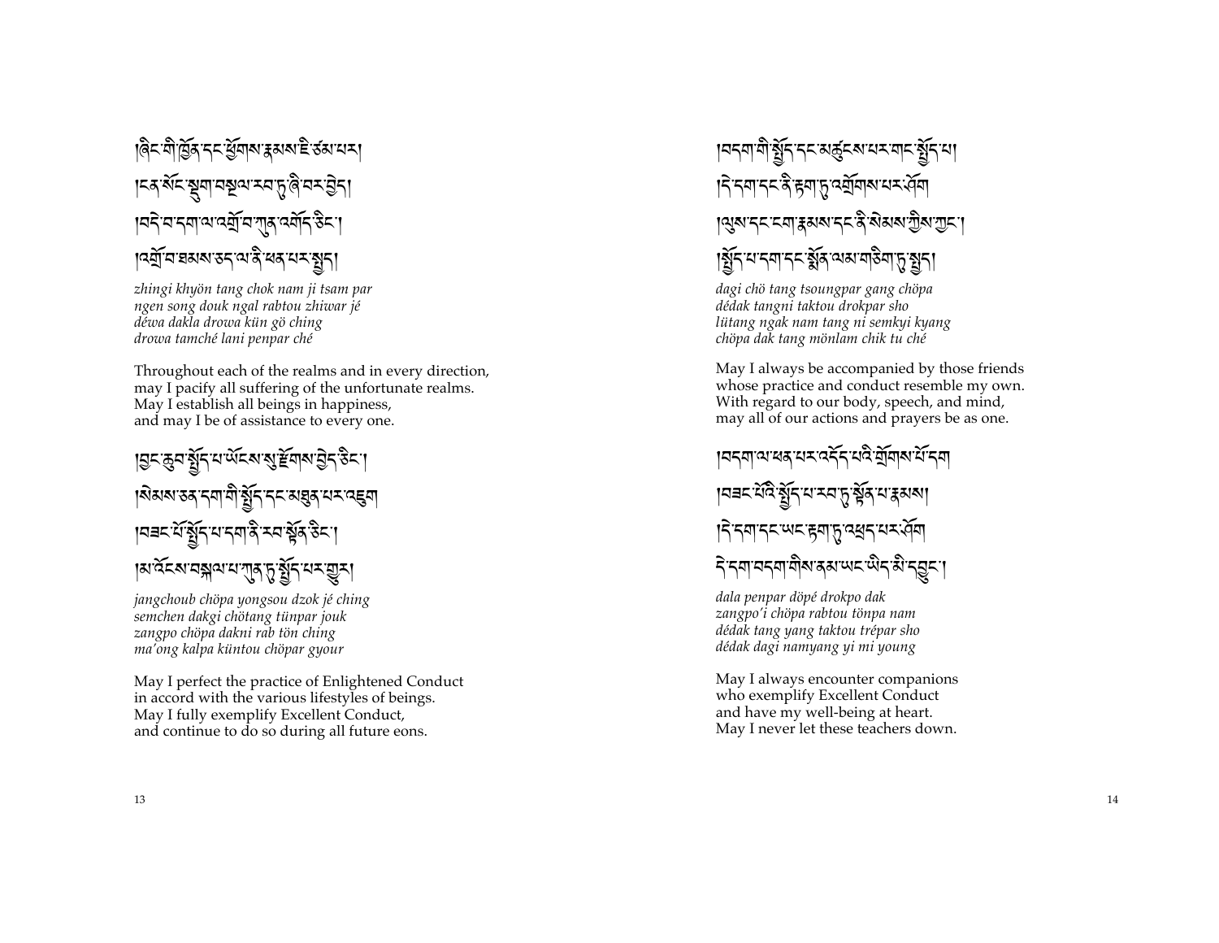།ཞིང་གི་ཕྱོགས་དང་ཕྱོགས་རྣམས་ཇི་ཙམ་པར།
།ངན་སོང་སྡུག་བསྔལ་རབ་ཏུ་ཞི་བར་བྱེད།
།བདེ་བ་དག་ལ་འགྲོ་བ་ཀུན་འགོད་ཅིང་།
།འགྲོ་བ་ཐམས་ཅད་ལ་ནི་ཕན་པར་སྤྱད།

*zhingi khyön tang chok nam ji tsam par*
*ngen song douk ngal rabtou zhiwar jé*
*déwa dakla drowa kün gö ching*
*drowa tamché lani penpar ché*

Throughout each of the realms and in every direction,
may I pacify all suffering of the unfortunate realms.
May I establish all beings in happiness,
and may I be of assistance to every one.

།བྱང་ཆུབ་སྤྱོད་པ་ཡོངས་སུ་རྫོགས་བྱེད་ཅིང་།
།སེམས་ཅན་དག་གི་སྤྱོད་དང་མཐུན་པར་འཇུག
།བཟང་པོ་སྤྱོད་པ་དག་ནི་རབ་སྟོན་ཅིང་།
།མ་འོངས་བསྐལ་པ་ཀུན་ཏུ་སྤྱོད་པར་གྱུར།

*jangchoub chöpa yongsou dzok jé ching*
*semchen dakgi chötang tünpar jouk*
*zangpo chöpa dakni rab tön ching*
*ma'ong kalpa küntou chöpar gyour*

May I perfect the practice of Enlightened Conduct
in accord with the various lifestyles of beings.
May I fully exemplify Excellent Conduct,
and continue to do so during all future eons.

།བདག་གི་སྤྱོད་དང་མཚུངས་པར་གང་སྤྱོད་པ།
།དེ་དག་དང་ནི་རྟག་ཏུ་འགྲོགས་པར་ཤོག
།ལུས་དང་ངག་རྣམས་དང་ནི་སེམས་ཀྱིས་ཀྱང་།
།སྤྱོད་པ་དག་དང་སྨོན་ལམ་གཅིག་ཏུ་སྤྱད།

*dagi chö tang tsoungpar gang chöpa*
*dédak tangni taktou drokpar sho*
*lütang ngak nam tang ni semkyi kyang*
*chöpa dak tang mönlam chik tu ché*

May I always be accompanied by those friends
whose practice and conduct resemble my own.
With regard to our body, speech, and mind,
may all of our actions and prayers be as one.

།བདག་ལ་ཕན་པར་འདོད་པའི་གྲོགས་པོ་དག
།བཟང་པོའི་སྤྱོད་པ་རབ་ཏུ་སྟོན་པ་རྣམས།
།དེ་དག་དང་ཡང་རྟག་ཏུ་འཕྲད་པར་ཤོག
དེ་དག་བདག་གིས་ནམ་ཡང་ཡིད་མི་དབྱུང་།

*dala penpar döpé drokpo dak*
*zangpo'i chöpa rabtou tönpa nam*
*dédak tang yang taktou trépar sho*
*dédak dagi namyang yi mi young*

May I always encounter companions
who exemplify Excellent Conduct
and have my well-being at heart.
May I never let these teachers down.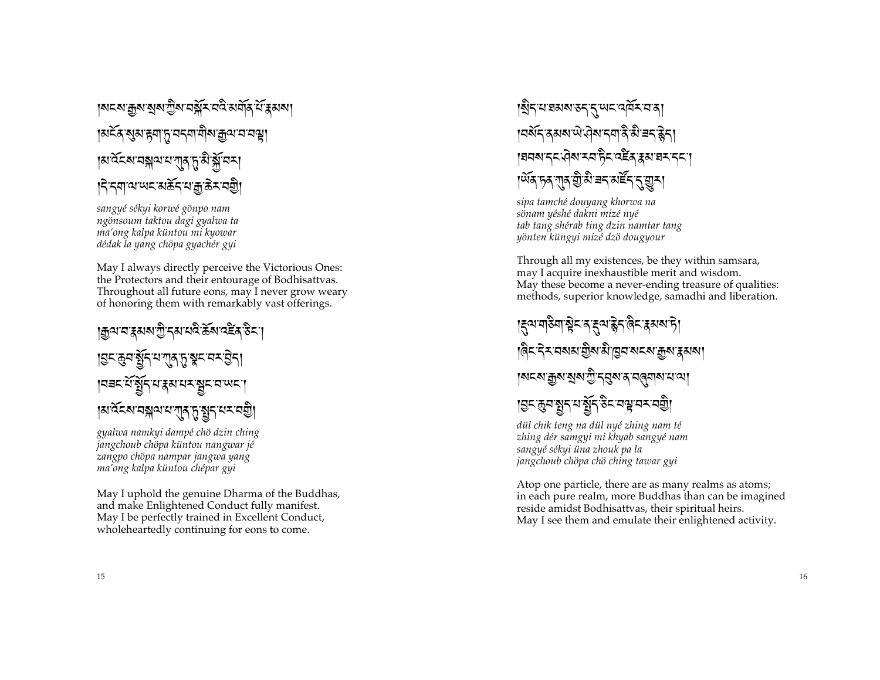།སངས་རྒྱས་སྲས་ཀྱིས་བསྐོར་བའི་མགོན་པོ་རྣམས། །མངོན་སུམ་རྟག་ཏུ་བདག་གིས་རྒྱལ་བ་བལྟ། །མ་འོངས་བསྐལ་པ་ཀུན་ཏུ་མི་སྐྱོ་བར། །དེ་དག་ལ་ཡང་མཆོད་པ་རྒྱ་ཆེར་བགྱི།

*sangyé sékyi korwé gönpo nam*
*ngönsoum taktou dagi gyalwa ta*
*ma'ong kalpa küntou mi kyowar*
*dédak la yang chöpa gyachér gyi*

May I always directly perceive the Victorious Ones:
the Protectors and their entourage of Bodhisattvas.
Throughout all future eons, may I never grow weary
of honoring them with remarkably vast offerings.

།རྒྱལ་བ་རྣམས་ཀྱི་དམ་པའི་ཆོས་འཛིན་ཅིང་། །བྱང་ཆུབ་སྤྱོད་པ་ཀུན་ཏུ་སྣང་བར་བྱེད། །བཟང་པོ་སྤྱོད་པ་རྣམ་པར་སྦྱང་བ་ཡང་། །མ་འོངས་བསྐལ་པ་ཀུན་ཏུ་སྤྱད་པར་བགྱི།

*gyalwa namkyi dampé chö dzin ching*
*jangchoub chöpa küntou nangwar jé*
*zangpo chöpa nampar jangwa yang*
*ma'ong kalpa küntou chépar gyi*

May I uphold the genuine Dharma of the Buddhas,
and make Enlightened Conduct fully manifest.
May I be perfectly trained in Excellent Conduct,
wholeheartedly continuing for eons to come.

།སྲིད་པ་ཐམས་ཅད་དུ་ཡང་འཁོར་བ་ན། །བསོད་ནམས་ཡེ་ཤེས་དག་ནི་མི་ཟད་རྙེད། །ཐབས་དང་ཤེས་རབ་ཏིང་འཛིན་རྣམ་ཐར་དང་། །ཡོན་ཏན་ཀུན་གྱི་མི་ཟད་མཛོད་དུ་གྱུར།

*sipa tamché douyang khorwa na*
*sönam yéshé dakni mizé nyé*
*tab tang shérab ting dzin namtar tang*
*yönten küngyi mizé dzö dougyour*

Through all my existences, be they within samsara,
may I acquire inexhaustible merit and wisdom.
May these become a never-ending treasure of qualities:
methods, superior knowledge, samadhi and liberation.

།རྡུལ་གཅིག་སྟེང་ན་རྡུལ་སྙེད་ཞིང་རྣམས་ཏེ། །ཞིང་དེར་བསམ་གྱིས་མི་ཁྱབ་སངས་རྒྱས་རྣམས། །སངས་རྒྱས་སྲས་ཀྱི་དབུས་ན་བཞུགས་པ་ལ། །བྱང་ཆུབ་སྤྱོད་པ་སྤྱོད་ཅིང་བལྟ་བར་བགྱི།

*dül chik teng na dül nyé zhing nam té*
*zhing dér samgyi mi khyab sangyé nam*
*sangyé sékyi üna zhouk pa la*
*jangchoub chöpa chö ching tawar gyi*

Atop one particle, there are as many realms as atoms;
in each pure realm, more Buddhas than can be imagined
reside amidst Bodhisattvas, their spiritual heirs.
May I see them and emulate their enlightened activity.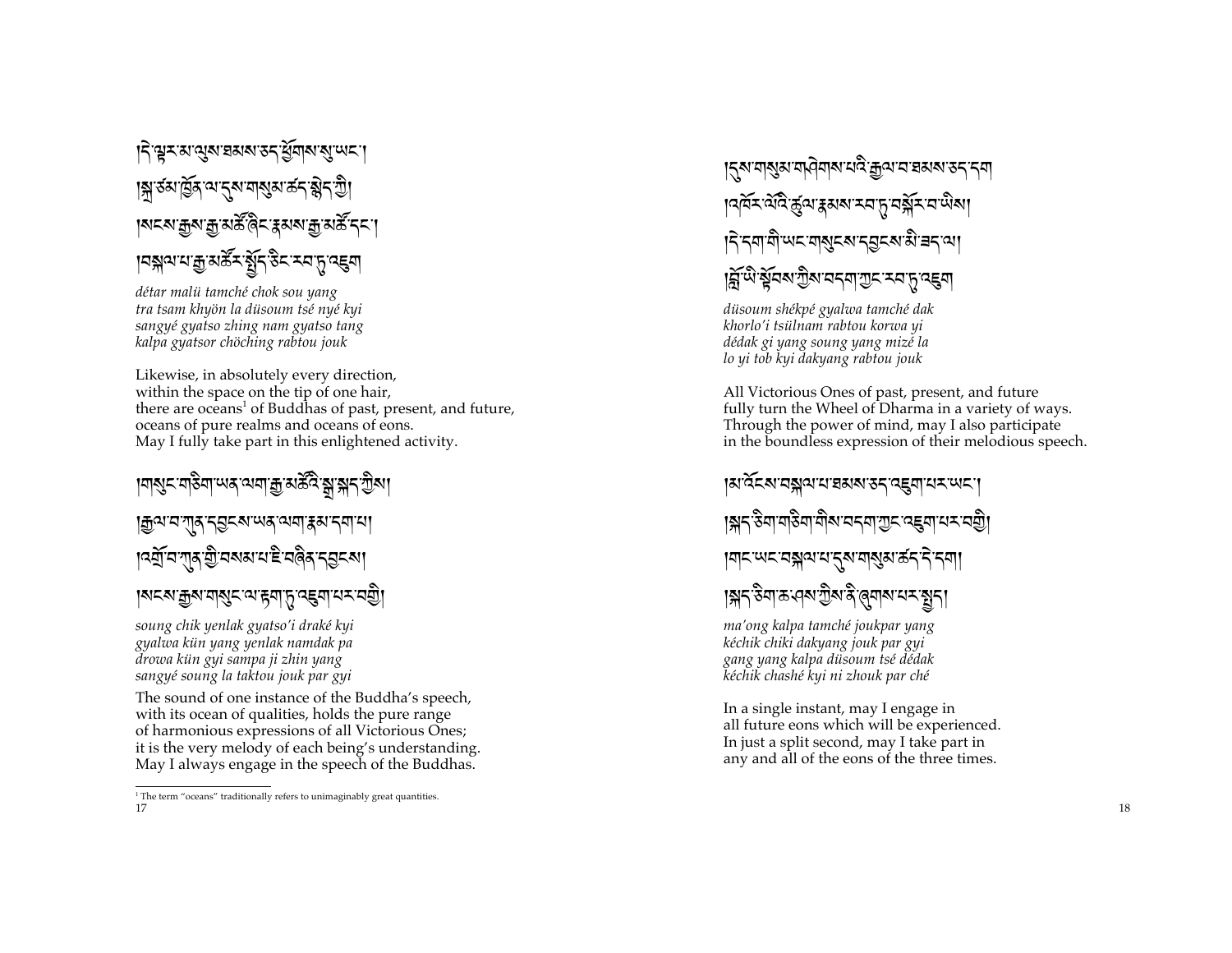།དེ་ལྟར་མ་ལུས་ཐམས་ཅད་ཕྱོགས་སུ་ཡང་།
།སྐྲ་ཙམ་ཁྱོན་ལ་དུས་གསུམ་ཚད་སྙེད་ཀྱི།
།སངས་རྒྱས་རྒྱ་མཚོ་ཞིང་རྣམས་རྒྱ་མཚོ་དང་།
།བསྐལ་པ་རྒྱ་མཚོར་སྤྱོད་ཅིང་རབ་ཏུ་འཇུག

*détar malü tamché chok sou yang*
*tra tsam khyön la düsoum tsé nyé kyi*
*sangyé gyatso zhing nam gyatso tang*
*kalpa gyatsor chöching rabtou jouk*

Likewise, in absolutely every direction,
within the space on the tip of one hair,
there are oceans[1] of Buddhas of past, present, and future,
oceans of pure realms and oceans of eons.
May I fully take part in this enlightened activity.

།གསུང་གཅིག་ཡན་ལག་རྒྱ་མཚོའི་སྒྲ་སྐད་ཀྱིས།
།རྒྱལ་བ་ཀུན་དབྱངས་ཡན་ལག་རྣམ་དག་པ།
།འགྲོ་བ་ཀུན་གྱི་བསམ་པ་ཇི་བཞིན་དབྱངས།
།སངས་རྒྱས་གསུང་ལ་རྟག་ཏུ་འཇུག་པར་བགྱི།

*soung chik yenlak gyatso'i draké kyi*
*gyalwa kün yang yenlak namdak pa*
*drowa kün gyi sampa ji zhin yang*
*sangyé soung la taktou jouk par gyi*

The sound of one instance of the Buddha's speech,
with its ocean of qualities, holds the pure range
of harmonious expressions of all Victorious Ones;
it is the very melody of each being's understanding.
May I always engage in the speech of the Buddhas.

[1] The term "oceans" traditionally refers to unimaginably great quantities.

།དུས་གསུམ་གཤེགས་པའི་རྒྱལ་བ་ཐམས་ཅད་དག
།འཁོར་ལོའི་ཚུལ་རྣམས་རབ་ཏུ་བསྐོར་བ་ཡིས།
།དེ་དག་གི་ཡང་གསུང་དབྱངས་མི་ཟད་ལ།
།བློ་ཡི་སྟོབས་ཀྱིས་བདག་ཀྱང་རབ་ཏུ་འཇུག

*düsoum shékpé gyalwa tamché dak*
*khorlo'i tsülnam rabtou korwa yi*
*dédak gi yang soung yang mizé la*
*lo yi tob kyi dakyang rabtou jouk*

All Victorious Ones of past, present, and future
fully turn the Wheel of Dharma in a variety of ways.
Through the power of mind, may I also participate
in the boundless expression of their melodious speech.

།མ་འོངས་བསྐལ་པ་ཐམས་ཅད་འཇུག་པར་ཡང་།
།སྐད་ཅིག་གཅིག་གིས་བདག་ཀྱང་འཇུག་པར་བགྱི།
།གང་ཡང་བསྐལ་པ་དུས་གསུམ་ཚད་དེ་དག
།སྐད་ཅིག་ཆ་ཤས་ཀྱིས་ནི་ཞུགས་པར་བྱེད།

*ma'ong kalpa tamché joukpar yang*
*kéchik chiki dakyang jouk par gyi*
*gang yang kalpa düsoum tsé dédak*
*kéchik chashé kyi ni zhouk par ché*

In a single instant, may I engage in
all future eons which will be experienced.
In just a split second, may I take part in
any and all of the eons of the three times.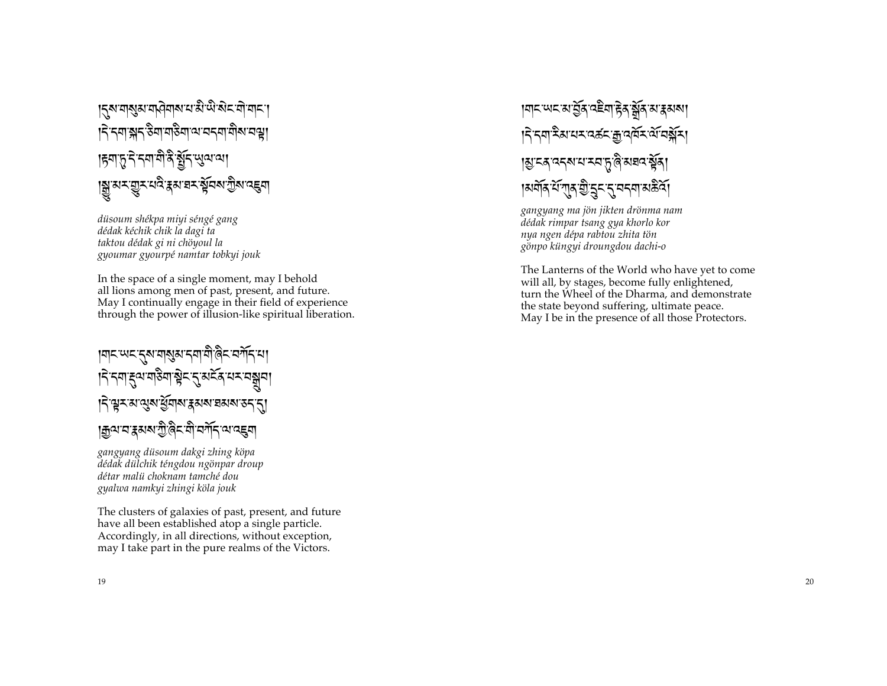།དུས་གསུམ་གཤེགས་པ་མི་ཡི་སེང་གེ་གང་།
།དེ་དག་སྐད་ཅིག་གཅིག་ལ་བདག་གིས་བལྟ།
།རྟག་ཏུ་དེ་དག་གི་ནི་སྤྱོད་ཡུལ་ལ།
།སྒྱུ་མར་གྱུར་པའི་རྣམ་ཐར་སྟོབས་ཀྱིས་འཇུག

*düsoum shékpa miyi sengé gang*
*dédak kéchik chik la dagi ta*
*taktou dédak gi ni chöyoul la*
*gyoumar gyourpé namtar tobkyi jouk*

In the space of a single moment, may I behold
all lions among men of past, present, and future.
May I continually engage in their field of experience
through the power of illusion-like spiritual liberation.

།གང་ཡང་དུས་གསུམ་དག་གི་ཞིང་བཀོད་པ།
།དེ་དག་རྡུལ་གཅིག་སྟེང་དུ་མངོན་པར་བསྒྲུབ།
།དེ་ལྟར་མ་ལུས་ཕྱོགས་རྣམས་ཐམས་ཅད་དུ།
།རྒྱལ་བ་རྣམས་ཀྱི་ཞིང་གི་བཀོད་ལ་འཇུག

*gangyang düsoum dakgi zhing köpa*
*dédak dülchik téngdou ngönpar droup*
*détar malü choknam tamché dou*
*gyalwa namkyi zhingi köla jouk*

The clusters of galaxies of past, present, and future
have all been established atop a single particle.
Accordingly, in all directions, without exception,
may I take part in the pure realms of the Victors.

།གང་ཡང་མ་བྱོན་འཇིག་རྟེན་སྒྲོན་མ་རྣམས།
།དེ་དག་རིམ་པར་འཚང་རྒྱ་འཁོར་ལོ་བསྐོར།
།མྱ་ངན་འདས་པ་རབ་ཏུ་ཞི་མཐའ་སྟོན།
།མགོན་པོ་ཀུན་གྱི་དྲུང་དུ་བདག་མཆིའོ།

*gangyang ma jön jikten drönma nam*
*dédak rimpar tsang gya khorlo kor*
*nya ngen dépa rabtou zhita tön*
*gönpo küngyi droungdou dachi-o*

The Lanterns of the World who have yet to come
will all, by stages, become fully enlightened,
turn the Wheel of the Dharma, and demonstrate
the state beyond suffering, ultimate peace.
May I be in the presence of all those Protectors.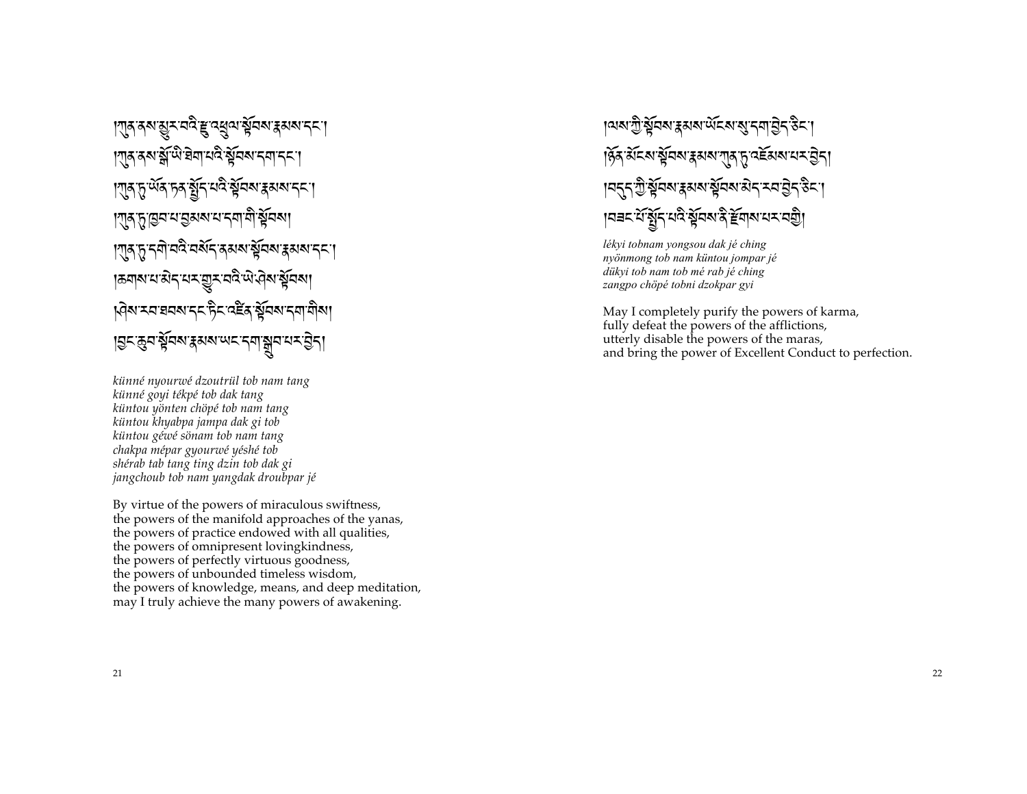།ཀུན་ནས་མྱུར་བའི་རྫུ་འཕྲུལ་སྟོབས་རྣམས་དང་། །
།ཀུན་ནས་སྒོ་ཡི་ཐེག་པའི་སྟོབས་དག་དང་། །
།ཀུན་ཏུ་ཡོན་ཏན་སྤྱོད་པའི་སྟོབས་རྣམས་དང་། །
།ཀུན་ཏུ་ཁྱབ་པ་བྱམས་པ་དག་གི་སྟོབས། །
།ཀུན་ཏུ་དགེ་བའི་བསོད་ནམས་སྟོབས་རྣམས་དང་། །
།ཆགས་པ་མེད་པར་གྱུར་བའི་ཡེ་ཤེས་སྟོབས། །
།ཤེས་རབ་ཐབས་དང་ཏིང་འཛིན་སྟོབས་དག་གིས། །
།བྱང་ཆུབ་སྟོབས་རྣམས་ཡང་དག་སྒྲུབ་པར་བྱེད། །

*künné nyourwé dzoutrül tob nam tang*
*künné goyi tékpé tob dak tang*
*küntou yönten chöpé tob nam tang*
*küntou khyabpa jampa dak gi tob*
*küntou géwé sönam tob nam tang*
*chakpa mépar gyourwé yéshé tob*
*shérab tab tang ting dzin tob dak gi*
*jangchoub tob nam yangdak droubpar jé*

By virtue of the powers of miraculous swiftness,
the powers of the manifold approaches of the yanas,
the powers of practice endowed with all qualities,
the powers of omnipresent lovingkindness,
the powers of perfectly virtuous goodness,
the powers of unbounded timeless wisdom,
the powers of knowledge, means, and deep meditation,
may I truly achieve the many powers of awakening.

།ལས་ཀྱི་སྟོབས་རྣམས་ཡོངས་སུ་དག་བྱེད་ཅིང་། །
།ཉོན་མོངས་སྟོབས་རྣམས་ཀུན་ཏུ་འཇོམས་པར་བྱེད། །
།བདུད་ཀྱི་སྟོབས་རྣམས་སྟོབས་མེད་རབ་བྱེད་ཅིང་། །
།བཟང་པོ་སྤྱོད་པའི་སྟོབས་ནི་རྫོགས་པར་བགྱི། །

*lékyi tobnam yongsou dak jé ching*
*nyönmong tob nam küntou jompar jé*
*dükyi tob nam tob mé rab jé ching*
*zangpo chöpé tobni dzokpar gyi*

May I completely purify the powers of karma,
fully defeat the powers of the afflictions,
utterly disable the powers of the maras,
and bring the power of Excellent Conduct to perfection.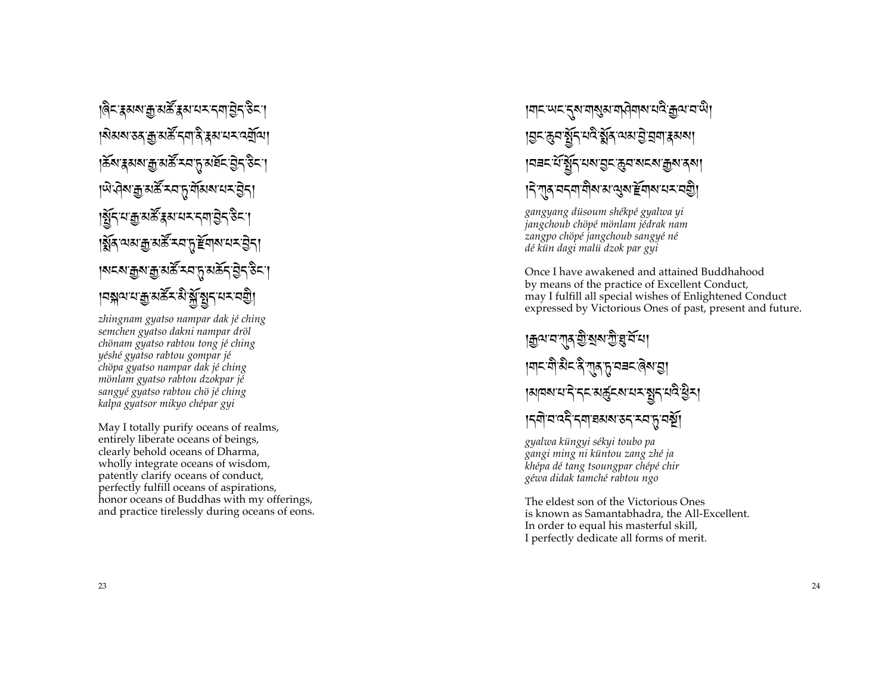།ཞིང་རྣམས་རྒྱ་མཚོ་རྣམ་པར་དག་བྱེད་ཅིང་། །སེམས་ཅན་རྒྱ་མཚོ་དག་ནི་རྣམ་པར་འགྲོལ། །ཆོས་རྣམས་རྒྱ་མཚོ་རབ་ཏུ་མཐོང་བྱེད་ཅིང་། །ཡེ་ཤེས་རྒྱ་མཚོ་རབ་ཏུ་གོམས་པར་བྱེད། །སྤྱོད་པ་རྒྱ་མཚོ་རྣམ་པར་དག་བྱེད་ཅིང་། །སྨོན་ལམ་རྒྱ་མཚོ་རབ་ཏུ་རྫོགས་པར་བྱེད། །སངས་རྒྱས་རྒྱ་མཚོ་རབ་ཏུ་མཆོད་བྱེད་ཅིང་། །བསྐལ་པ་རྒྱ་མཚོར་མི་སྐྱོ་སྤྱད་པར་བགྱི།

*zhingnam gyatso nampar dak jé ching*
*semchen gyatso dakni nampar dröl*
*chönam gyatso rabtou tong jé ching*
*yéshé gyatso rabtou gompar jé*
*chöpa gyatso nampar dak jé ching*
*mönlam gyatso rabtou dzokpar jé*
*sangyé gyatso rabtou chö jé ching*
*kalpa gyatsor mikyo chépar gyi*

May I totally purify oceans of realms,
entirely liberate oceans of beings,
clearly behold oceans of Dharma,
wholly integrate oceans of wisdom,
patently clarify oceans of conduct,
perfectly fulfill oceans of aspirations,
honor oceans of Buddhas with my offerings,
and practice tirelessly during oceans of eons.

།གང་ཡང་དུས་གསུམ་གཤེགས་པའི་རྒྱལ་བ་ཡི། །བྱང་ཆུབ་སྤྱོད་པའི་སྨོན་ལམ་བྱེ་བྲག་རྣམས། །བཟང་པོ་སྤྱོད་པས་བྱང་ཆུབ་སངས་རྒྱས་ནས། །དེ་ཀུན་བདག་གིས་མ་ལུས་རྫོགས་པར་བགྱི།

*gangyang düsoum shékpé gyalwa yi*
*jangchoub chöpé mönlam jédrak nam*
*zangpo chöpé jangchoub sangyé né*
*dé kün dagi malü dzok par gyi*

Once I have awakened and attained Buddhahood
by means of the practice of Excellent Conduct,
may I fulfill all special wishes of Enlightened Conduct
expressed by Victorious Ones of past, present and future.

།རྒྱལ་བ་ཀུན་གྱི་སྲས་ཀྱི་ཐུ་བོ་པ། །གང་གི་མིང་ནི་ཀུན་ཏུ་བཟང་ཞེས་བྱ། །མཁས་པ་དེ་དང་མཚུངས་པར་སྤྱད་པའི་ཕྱིར། །དགེ་བ་འདི་དག་ཐམས་ཅད་རབ་ཏུ་བསྔོ།

*gyalwa küngyi sékyi toubo pa*
*gangi ming ni küntou zang zhé ja*
*khépa dé tang tsoungpar chépé chir*
*géwa didak tamché rabtou ngo*

The eldest son of the Victorious Ones
is known as Samantabhadra, the All-Excellent.
In order to equal his masterful skill,
I perfectly dedicate all forms of merit.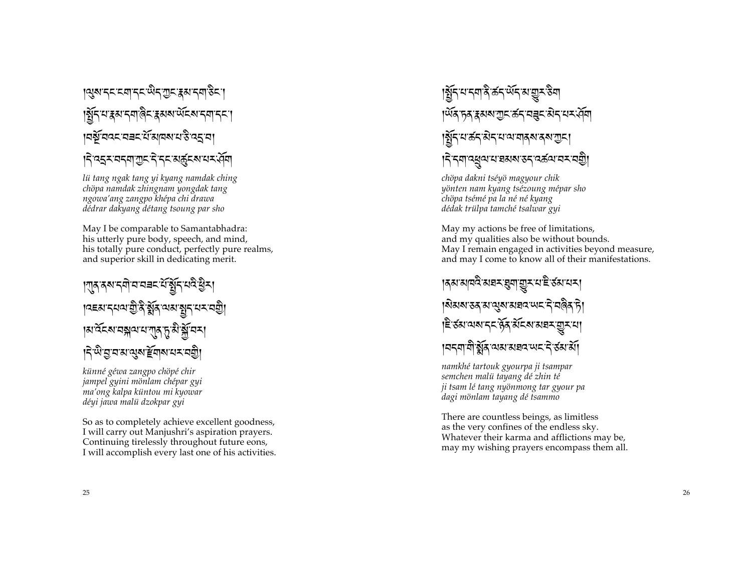།ལུས་དང་ངག་དང་ཡིད་ཀྱང་རྣམ་དག་ཅིང་། །སྤྱོད་པ་རྣམ་དག་ཞིང་རྣམས་ཡོངས་དག་དང་། །བསྔོ་བའང་བཟང་པོ་མཁས་པ་ཅི་འདྲ་བ། །དེ་འདྲར་བདག་ཀྱང་དེ་དང་མཚུངས་པར་ཤོག

*lü tang ngak tang yi kyang namdak ching*
*chöpa namdak zhingnam yongdak tang*
*ngowa'ang zangpo khépa chi drawa*
*dédrar dakyang détang tsoung par sho*

May I be comparable to Samantabhadra:
his utterly pure body, speech, and mind,
his totally pure conduct, perfectly pure realms,
and superior skill in dedicating merit.

།ཀུན་ནས་དགེ་བ་བཟང་པོ་སྤྱོད་པའི་ཕྱིར། །འཇམ་དཔལ་གྱི་ནི་སྨོན་ལམ་སྤྱད་པར་བགྱི། །མ་འོངས་བསྐལ་པ་ཀུན་ཏུ་མི་སྐྱོ་བར། །དེ་ཡི་བྱ་བ་མ་ལུས་རྫོགས་པར་བགྱི།

*künné géwa zangpo chöpé chir*
*jampel gyini mönlam chépar gyi*
*ma'ong kalpa küntou mi kyowar*
*déyi jawa malü dzokpar gyi*

So as to completely achieve excellent goodness,
I will carry out Manjushri's aspiration prayers.
Continuing tirelessly throughout future eons,
I will accomplish every last one of his activities.

།སྤྱོད་པ་དག་ནི་ཚད་ཡོད་མ་གྱུར་ཅིག །ཡོན་ཏན་རྣམས་ཀྱང་ཚད་བཟུང་མེད་པར་ཤོག །སྤྱོད་པ་ཚད་མེད་པ་ལ་གནས་ནས་ཀྱང་། །དེ་དག་འཕྲུལ་པ་ཐམས་ཅད་འཚལ་བར་བགྱི།

*chöpa dakni tséyö magyour chik*
*yönten nam kyang tsézoung mépar sho*
*chöpa tsémé pa la né né kyang*
*dédak trülpa tamché tsalwar gyi*

May my actions be free of limitations,
and my qualities also be without bounds.
May I remain engaged in activities beyond measure,
and may I come to know all of their manifestations.

།ནམ་མཁའི་མཐར་ཐུག་གྱུར་པ་ཇི་ཙམ་པར། །སེམས་ཅན་མ་ལུས་མཐའ་ཡང་དེ་བཞིན་ཏེ། །ཇི་ཙམ་ལས་དང་ཉོན་མོངས་མཐར་གྱུར་པ། །བདག་གི་སྨོན་ལམ་མཐའ་ཡང་དེ་ཙམ་མོ།

*namkhé tartouk gyourpa ji tsampar*
*semchen malü tayang dé zhin té*
*ji tsam lé tang nyönmong tar gyour pa*
*dagi mönlam tayang dé tsammo*

There are countless beings, as limitless
as the very confines of the endless sky.
Whatever their karma and afflictions may be,
may my wishing prayers encompass them all.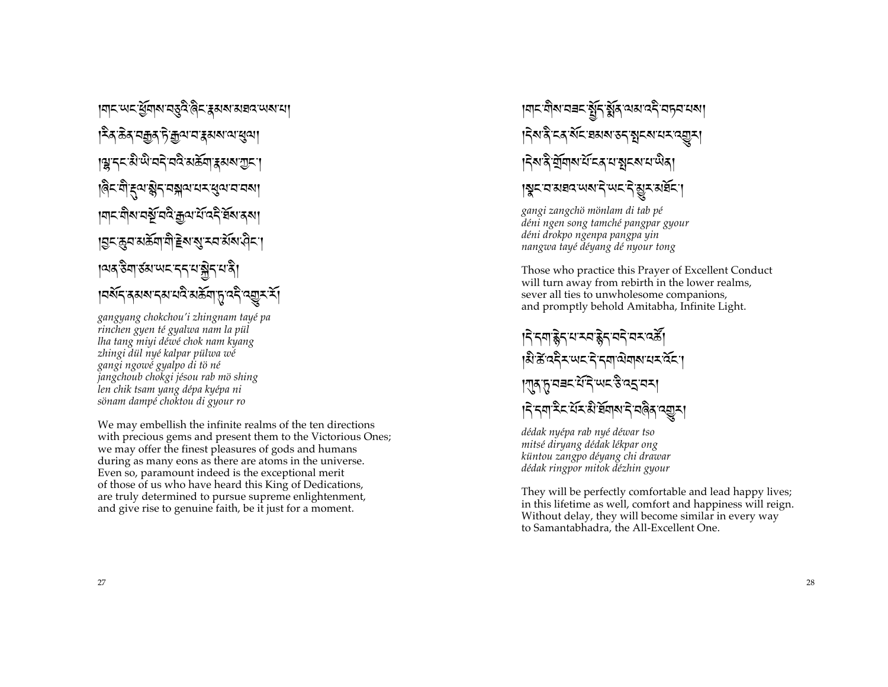།གང་ཡང་ཕྱོགས་བཅུའི་ཞིང་རྣམས་མཐའ་ཡས་པ། །རིན་ཆེན་བརྒྱན་ཏེ་རྒྱལ་བ་རྣམས་ལ་ཕུལ། །ལྷ་དང་མི་ཡི་བདེ་བའི་མཆོག་རྣམས་ཀྱང་། །ཞིང་གི་རྡུལ་སྙེད་བསྐལ་པར་ཕུལ་བ་བས། །གང་གིས་བསྔོ་བའི་རྒྱལ་པོ་འདི་ཐོས་ནས། །བྱང་ཆུབ་མཆོག་གི་རྗེས་སུ་རབ་མོས་ཤིང་། །ལན་ཅིག་ཙམ་ཡང་དད་པ་སྐྱེད་པ་ནི། །བསོད་ནམས་དམ་པའི་མཆོག་ཏུ་འདི་འགྱུར་རོ།

*gangyang chokchou'i zhingnam tayé pa*
*rinchen gyen té gyalwa nam la pül*
*lha tang miyi déwé chok nam kyang*
*zhingi dül nyé kalpar pülwa wé*
*gangi ngowé gyalpo di tö né*
*jangchoub chokgi jésou rab mö shing*
*len chik tsam yang dépa kyépa ni*
*sönam dampé choktou di gyour ro*

We may embellish the infinite realms of the ten directions
with precious gems and present them to the Victorious Ones;
we may offer the finest pleasures of gods and humans
during as many eons as there are atoms in the universe.
Even so, paramount indeed is the exceptional merit
of those of us who have heard this King of Dedications,
are truly determined to pursue supreme enlightenment,
and give rise to genuine faith, be it just for a moment.

།གང་གིས་བཟང་སྤྱོད་སྨོན་ལམ་འདི་བཏབ་པས། །དེས་ནི་ངན་སོང་ཐམས་ཅད་སྤངས་པར་འགྱུར། །དེས་ནི་གྲོགས་པོ་ངན་པ་སྤངས་པ་ཡིན། །སྣང་བ་མཐའ་ཡས་དེ་ཡང་དེ་མྱུར་མཐོང་།

*gangi zangchö mönlam di tab pé*
*déni ngen song tamché pangpar gyour*
*déni drokpo ngenpa pangpa yin*
*nangwa tayé déyang dé nyour tong*

Those who practice this Prayer of Excellent Conduct
will turn away from rebirth in the lower realms,
sever all ties to unwholesome companions,
and promptly behold Amitabha, Infinite Light.

།དེ་དག་རྙེད་པ་རབ་རྙེད་བདེ་བར་འཚོ། །མི་ཚེ་འདིར་ཡང་དེ་དག་ལེགས་པར་འོང་། །ཀུན་ཏུ་བཟང་པོ་དེ་ཡང་ཅི་འདྲ་བར། །དེ་དག་རིང་པོར་མི་ཐོགས་དེ་བཞིན་འགྱུར།

*dédak nyépa rab nyé déwar tso*
*mitsé diryang dédak lékpar ong*
*küntou zangpo déyang chi drawar*
*dédak ringpor mitok dézhin gyour*

They will be perfectly comfortable and lead happy lives;
in this lifetime as well, comfort and happiness will reign.
Without delay, they will become similar in every way
to Samantabhadra, the All-Excellent One.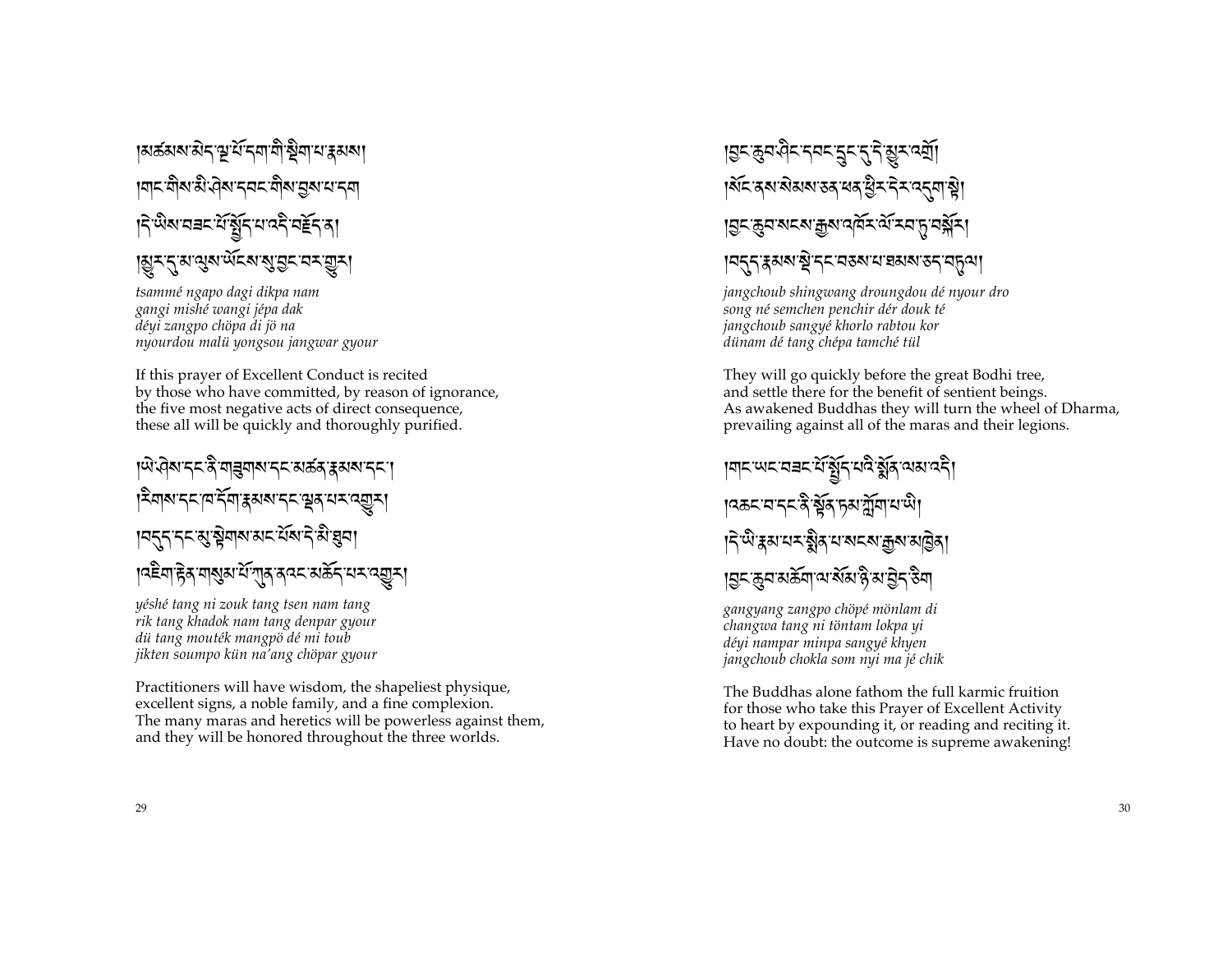།མཚམས་མེད་ལྔ་པོ་དག་གི་སྡིག་པ་རྣམས། །གང་གིས་མི་ཤེས་དབང་གིས་བྱས་པ་དག །དེ་ཡིས་བཟང་པོ་སྤྱོད་པ་འདི་བརྗོད་ན། །མྱུར་དུ་མ་ལུས་ཡོངས་སུ་བྱང་བར་འགྱུར།

*tsammé ngapo dagi dikpa nam*
*gangi mishé wangi jépa dak*
*déyi zangpo chöpa di jö na*
*nyourdou malü yongsou jangwar gyour*

If this prayer of Excellent Conduct is recited
by those who have committed, by reason of ignorance,
the five most negative acts of direct consequence,
these all will be quickly and thoroughly purified.

།ཡེ་ཤེས་དང་ནི་གཟུགས་དང་མཚན་རྣམས་དང་། །རིགས་དང་ཁ་དོག་རྣམས་དང་ལྡན་པར་འགྱུར། །བདུད་དང་མུ་སྟེགས་མང་པོས་དེ་མི་ཐུབ། །འཇིག་རྟེན་གསུམ་པོ་ཀུན་ནའང་མཆོད་པར་འགྱུར།

*yéshé tang ni zouk tang tsen nam tang*
*rik tang khadok nam tang denpar gyour*
*dü tang mouték mangpö dé mi toub*
*jikten soumpo kün na'ang chöpar gyour*

Practitioners will have wisdom, the shapeliest physique,
excellent signs, a noble family, and a fine complexion.
The many maras and heretics will be powerless against them,
and they will be honored throughout the three worlds.

།བྱང་ཆུབ་ཤིང་དབང་དྲུང་དུ་དེ་མྱུར་འགྲོ། །སོང་ནས་སེམས་ཅན་ཕན་ཕྱིར་དེར་འདུག་སྟེ། །བྱང་ཆུབ་སངས་རྒྱས་འཁོར་ལོ་རབ་ཏུ་བསྐོར། །བདུད་རྣམས་སྡེ་དང་བཅས་པ་ཐམས་ཅད་བཏུལ།

*jangchoub shingwang droungdou dé nyour dro*
*song né semchen penchir dér douk té*
*jangchoub sangyé khorlo rabtou kor*
*dünam dé tang chépa tamché tül*

They will go quickly before the great Bodhi tree,
and settle there for the benefit of sentient beings.
As awakened Buddhas they will turn the wheel of Dharma,
prevailing against all of the maras and their legions.

།གང་ཡང་བཟང་པོ་སྤྱོད་པའི་སྨོན་ལམ་འདི། །འཆང་བ་དང་ནི་སྟོན་ཏམ་ཀློག་པ་ཡི། །དེ་ཡི་རྣམ་པར་སྨིན་པ་སངས་རྒྱས་མཁྱེན། །བྱང་ཆུབ་མཆོག་ལ་སོམ་ཉི་མ་བྱེད་ཅིག

*gangyang zangpo chöpé mönlam di*
*changwa tang ni töntam lokpa yi*
*déyi nampar minpa sangyé khyen*
*jangchoub chokla som nyi ma jé chik*

The Buddhas alone fathom the full karmic fruition
for those who take this Prayer of Excellent Activity
to heart by expounding it, or reading and reciting it.
Have no doubt: the outcome is supreme awakening!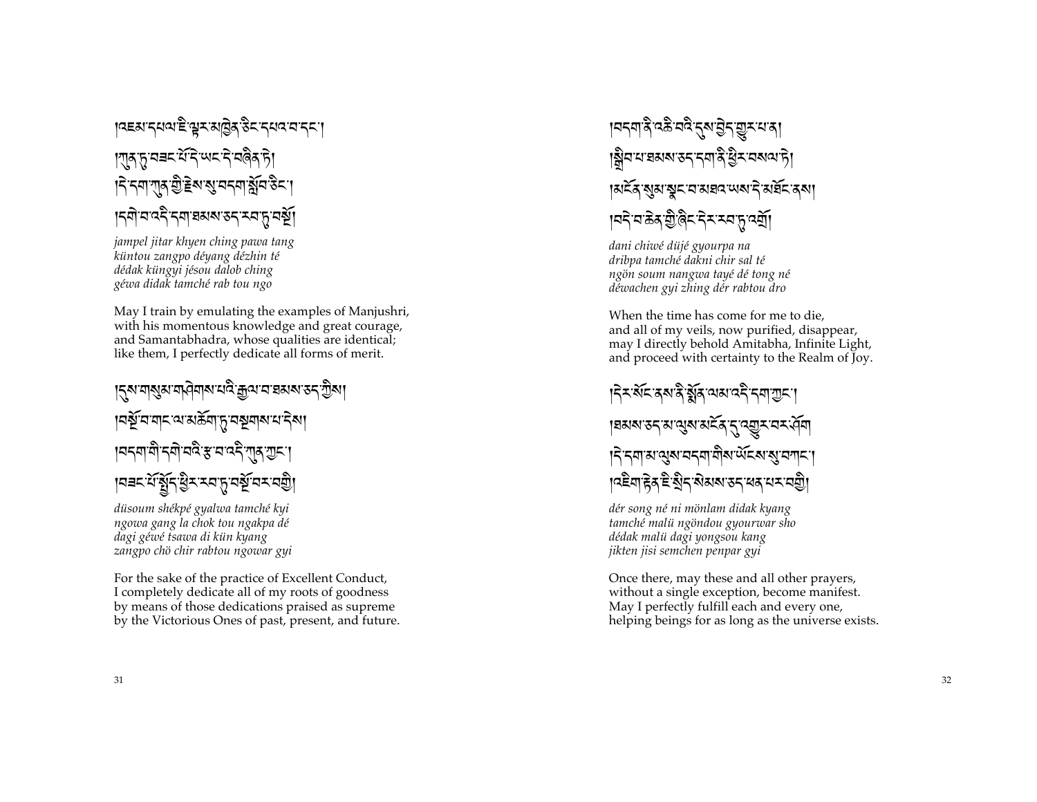།འཇམ་དཔལ་ཇི་ལྟར་མཁྱེན་ཅིང་དཔའ་བ་དང་།
།ཀུན་ཏུ་བཟང་པོ་དེ་ཡང་དེ་བཞིན་ཏེ།
།དེ་དག་ཀུན་གྱི་རྗེས་སུ་བདག་སློབ་ཅིང་།
།དགེ་བ་འདི་དག་ཐམས་ཅད་རབ་ཏུ་བསྔོ།

*jampel jitar khyen ching pawa tang*
*küntou zangpo déyang dézhin té*
*dédak küngyi jésou dalob ching*
*géwa didak tamché rab tou ngo*

May I train by emulating the examples of Manjushri,
with his momentous knowledge and great courage,
and Samantabhadra, whose qualities are identical;
like them, I perfectly dedicate all forms of merit.

།དུས་གསུམ་གཤེགས་པའི་རྒྱལ་བ་ཐམས་ཅད་ཀྱིས།
།བསྔོ་བ་གང་ལ་མཆོག་ཏུ་བསྔགས་པ་དེས།
།བདག་གི་དགེ་བའི་རྩ་བ་འདི་ཀུན་ཀྱང་།
།བཟང་པོ་སྤྱོད་ཕྱིར་རབ་ཏུ་བསྔོ་བར་བགྱི།

*düsoum shékpé gyalwa tamché kyi*
*ngowa gang la chok tou ngakpa dé*
*dagi géwé tsawa di kün kyang*
*zangpo chö chir rabtou ngowar gyi*

For the sake of the practice of Excellent Conduct,
I completely dedicate all of my roots of goodness
by means of those dedications praised as supreme
by the Victorious Ones of past, present, and future.

།བདག་ནི་འཆི་བའི་དུས་བྱེད་གྱུར་པ་ན།
།སྒྲིབ་པ་ཐམས་ཅད་དག་ནི་ཕྱིར་བསལ་ཏེ།
།མངོན་སུམ་སྣང་བ་མཐའ་ཡས་དེ་མཐོང་ནས།
།བདེ་བ་ཅན་གྱི་ཞིང་དེར་རབ་ཏུ་འགྲོ།

*dani chiwé düjé gyourpa na*
*dribpa tamché dakni chir sal té*
*ngön soum nangwa tayé dé tong né*
*déwachen gyi zhing dér rabtou dro*

When the time has come for me to die,
and all of my veils, now purified, disappear,
may I directly behold Amitabha, Infinite Light,
and proceed with certainty to the Realm of Joy.

།དེར་སོང་ནས་ནི་སྨོན་ལམ་འདི་དག་ཀྱང་།
།ཐམས་ཅད་མ་ལུས་མངོན་དུ་འགྱུར་བར་ཤོག
།དེ་དག་མ་ལུས་བདག་གིས་ཡོངས་སུ་བཀང་།
།འཇིག་རྟེན་ཇི་སྲིད་སེམས་ཅན་ཕན་པར་བགྱི།

*dér song né ni mönlam didak kyang*
*tamché malü ngöndou gyourwar sho*
*dédak malü dagi yongsou kang*
*jikten jisi semchen penpar gyi*

Once there, may these and all other prayers,
without a single exception, become manifest.
May I perfectly fulfill each and every one,
helping beings for as long as the universe exists.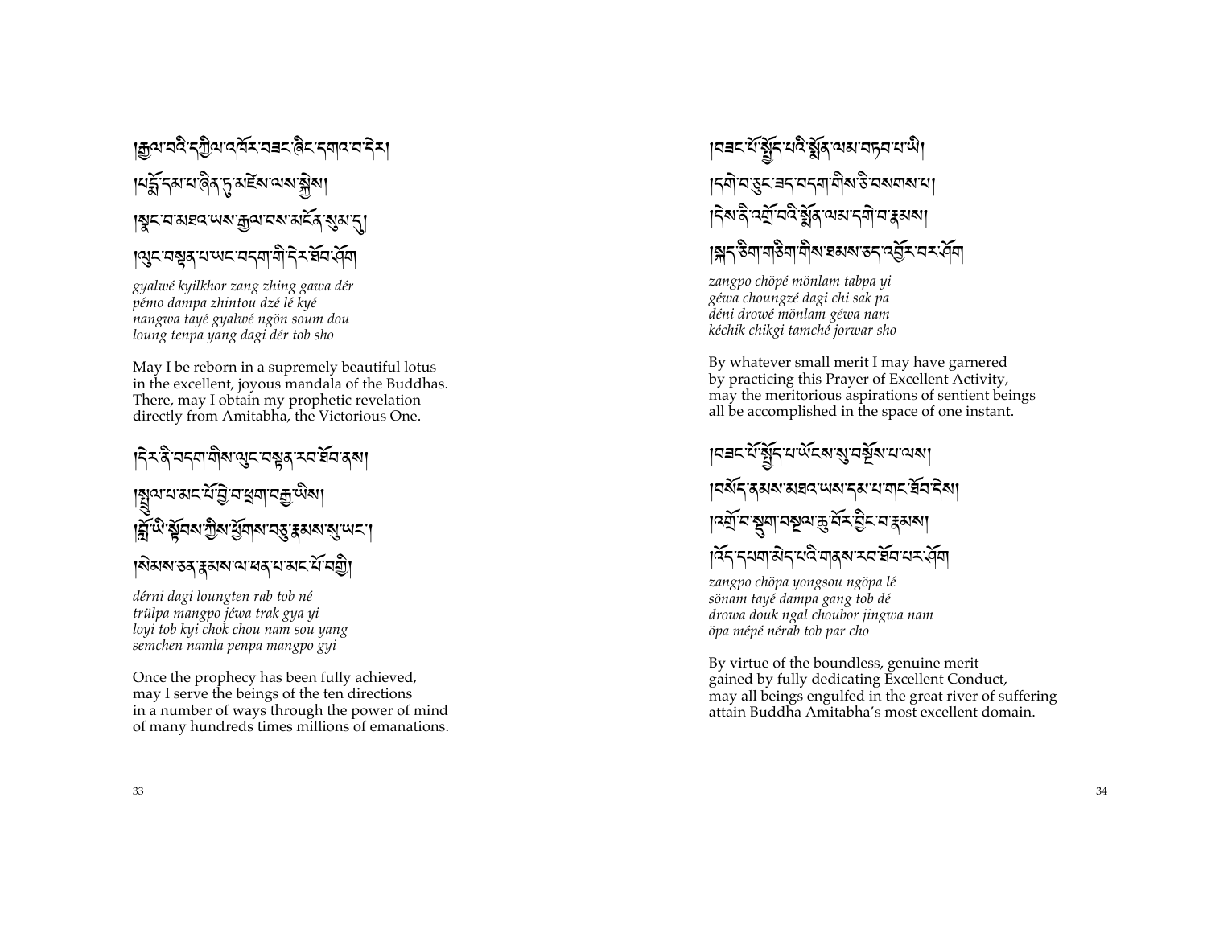།རྒྱལ་བའི་དཀྱིལ་འཁོར་བཟང་ཞིང་དགའ་བ་དེར།
།པདྨོ་དམ་པ་ཤིན་ཏུ་མཛེས་ལས་སྐྱེས།
།སྣང་བ་མཐའ་ཡས་རྒྱལ་བས་མངོན་སུམ་དུ།
།ལུང་བསྟན་པ་ཡང་བདག་གིས་དེར་ཐོབ་ཤོག

*gyalwé kyilkhor zang zhing gawa dér*
*pémo dampa zhintou dzé lé kyé*
*nangwa tayé gyalwé ngön soum dou*
*loung tenpa yang dagi dér tob sho*

May I be reborn in a supremely beautiful lotus
in the excellent, joyous mandala of the Buddhas.
There, may I obtain my prophetic revelation
directly from Amitabha, the Victorious One.

།དེར་ནི་བདག་གིས་ལུང་བསྟན་རབ་ཐོབ་ནས།
།སྤྲུལ་པ་མང་པོ་བྱེ་བ་ཕྲག་བརྒྱ་ཡིས།
།བློ་ཡི་སྟོབས་ཀྱིས་ཕྱོགས་བཅུ་རྣམས་སུ་ཡང་།
།སེམས་ཅན་རྣམས་ལ་ཕན་པ་མང་པོ་བགྱི།

*dérni dagi loungten rab tob né*
*trülpa mangpo jéwa trak gya yi*
*loyi tob kyi chok chou nam sou yang*
*semchen namla penpa mangpo gyi*

Once the prophecy has been fully achieved,
may I serve the beings of the ten directions
in a number of ways through the power of mind
of many hundreds times millions of emanations.

།བཟང་པོ་སྤྱོད་པའི་སྨོན་ལམ་བཏབ་པ་ཡི།
།དགེ་བ་ཅུང་ཟད་བདག་གིས་ཅི་བསགས་པ།
།དེས་ནི་འགྲོ་བའི་སྨོན་ལམ་དགེ་བ་རྣམས།
།སྐད་ཅིག་གཅིག་གིས་ཐམས་ཅད་འབྱོར་བར་ཤོག

*zangpo chöpé mönlam tabpa yi*
*géwa choungzé dagi chi sak pa*
*déni drowé mönlam géwa nam*
*kéchik chikgi tamché jorwar sho*

By whatever small merit I may have garnered
by practicing this Prayer of Excellent Activity,
may the meritorious aspirations of sentient beings
all be accomplished in the space of one instant.

།བཟང་པོ་སྤྱོད་པ་ཡོངས་སུ་བསྔོས་པ་ལས།
།བསོད་ནམས་མཐའ་ཡས་དམ་པ་གང་ཐོབ་དེས།
།འགྲོ་བ་སྡུག་བསྔལ་ཆུ་བོར་བྱིང་བ་རྣམས།
།འོད་དཔག་མེད་པའི་གནས་རབ་ཐོབ་པར་ཤོག

*zangpo chöpa yongsou ngöpa lé*
*sönam tayé dampa gang tob dé*
*drowa douk ngal choubor jingwa nam*
*öpa mépé nérab tob par cho*

By virtue of the boundless, genuine merit
gained by fully dedicating Excellent Conduct,
may all beings engulfed in the great river of suffering
attain Buddha Amitabha's most excellent domain.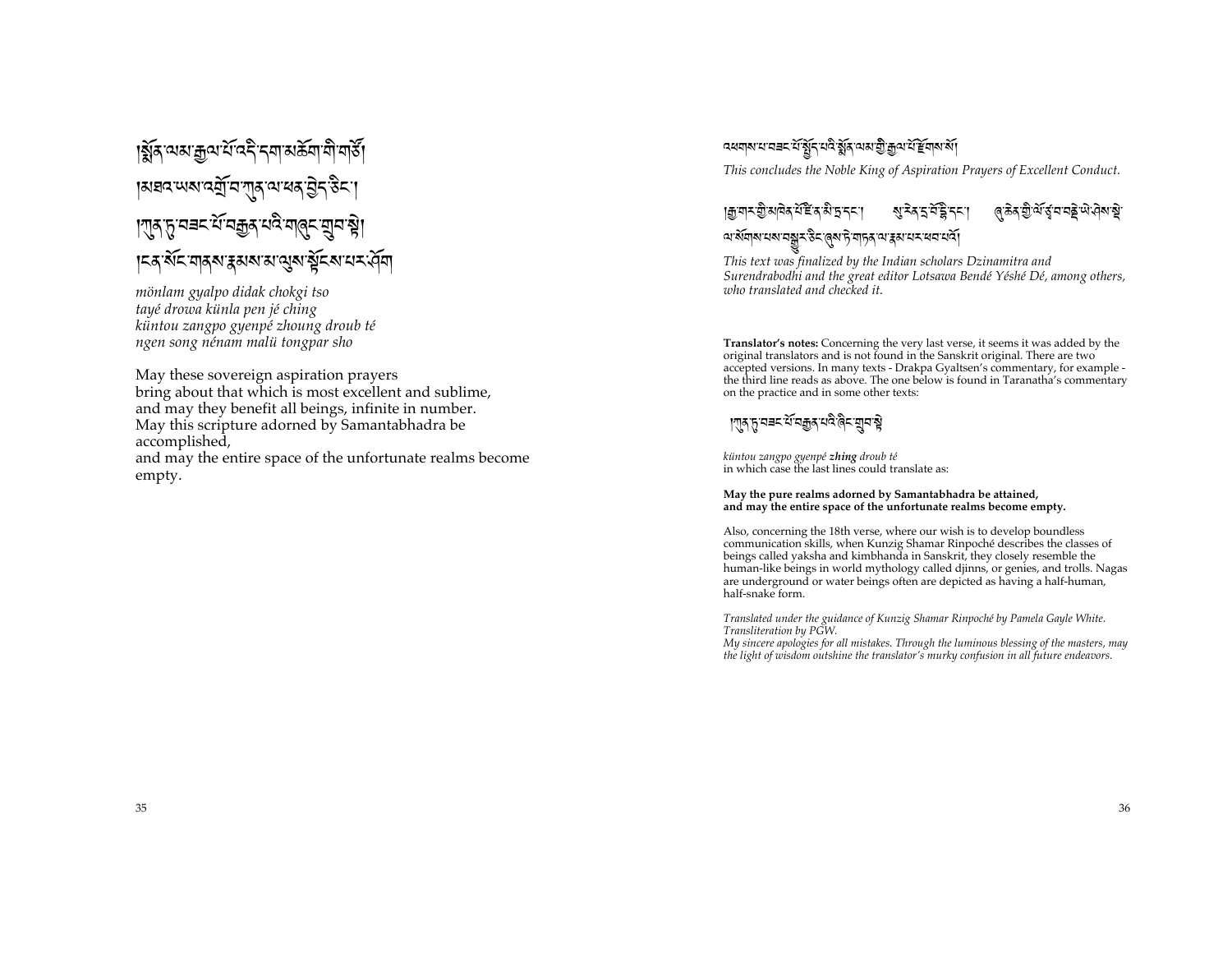།སྨོན་ལམ་རྒྱལ་པོ་འདི་དག་མཆོག་གི་གཙོ། །མཐའ་ཡས་འགྲོ་བ་ཀུན་ལ་ཕན་བྱེད་ཅིང་། །ཀུན་ཏུ་བཟང་པོ་བརྒྱན་པའི་གཞུང་གྲུབ་སྟེ། །ངན་སོང་གནས་རྣམས་མ་ལུས་སྟོངས་པར་ཤོག

*mönlam gyalpo didak chokgi tso*
*tayé drowa künla pen jé ching*
*küntou zangpo gyenpé zhoung droub té*
*ngen song nénam malü tongpar sho*

May these sovereign aspiration prayers
bring about that which is most excellent and sublime,
and may they benefit all beings, infinite in number.
May this scripture adorned by Samantabhadra be accomplished,
and may the entire space of the unfortunate realms become empty.

འཕགས་པ་བཟང་པོ་སྤྱོད་པའི་སྨོན་ལམ་གྱི་རྒྱལ་པོ་རྫོགས་སོ།

*This concludes the Noble King of Aspiration Prayers of Excellent Conduct.*

།རྒྱ་གར་གྱི་མཁན་པོ་ཛི་ན་མི་ཏྲ་དང་། སུ་རེནྡྲ་བོ་དྷི་དང་། ཞུ་ཆེན་གྱི་ལོ་ཙཱ་བ་བནྡེ་ཡེ་ཤེས་སྡེ་ལ་སོགས་པས་བསྒྱུར་ཅིང་ཞུས་ཏེ་གཏན་ལ་ཕབ་པ་པའོ།

*This text was finalized by the Indian scholars Dzinamitra and Surendrabodhi and the great editor Lotsawa Bendé Yéshé Dé, among others, who translated and checked it.*

**Translator's notes:** Concerning the very last verse, it seems it was added by the original translators and is not found in the Sanskrit original. There are two accepted versions. In many texts - Drakpa Gyaltsen's commentary, for example - the third line reads as above. The one below is found in Taranatha's commentary on the practice and in some other texts:

།ཀུན་ཏུ་བཟང་པོ་བརྒྱན་པའི་ཞིང་གྲུབ་སྟེ

*küntou zangpo gyenpé **zhing** droub té*
in which case the last lines could translate as:

**May the pure realms adorned by Samantabhadra be attained, and may the entire space of the unfortunate realms become empty.**

Also, concerning the 18th verse, where our wish is to develop boundless communication skills, when Kunzig Shamar Rinpoché describes the classes of beings called yaksha and kimbhanda in Sanskrit, they closely resemble the human-like beings in world mythology called djinns, or genies, and trolls. Nagas are underground or water beings often are depicted as having a half-human, half-snake form.

*Translated under the guidance of Kunzig Shamar Rinpoché by Pamela Gayle White. Transliteration by PGW.*
*My sincere apologies for all mistakes. Through the luminous blessing of the masters, may the light of wisdom outshine the translator's murky confusion in all future endeavors.*